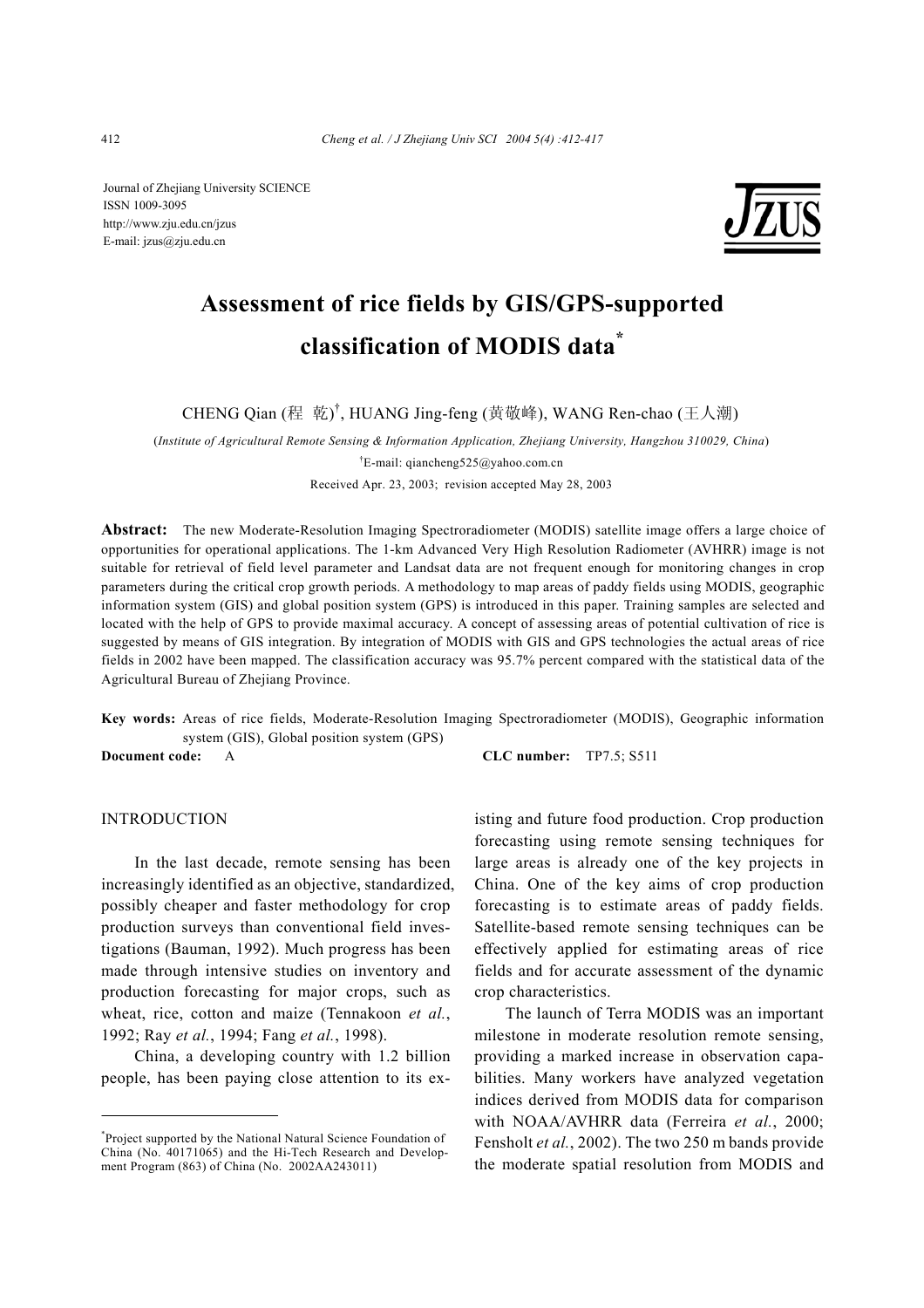Journal of Zhejiang University SCIENCE
ISSN 1009-3095
http://www.zju.edu.cn/jzus
E-mail: jzus@zju.edu.cn

# Assessment of rice fields by GIS/GPS-supported classification of MODIS data*

CHENG Qian (程 乾)†, HUANG Jing-feng (黄敬峰), WANG Ren-chao (王人潮)

(*Institute of Agricultural Remote Sensing & Information Application, Zhejiang University, Hangzhou 310029, China*)

†E-mail: qiancheng525@yahoo.com.cn

Received Apr. 23, 2003; revision accepted May 28, 2003

**Abstract:** The new Moderate-Resolution Imaging Spectroradiometer (MODIS) satellite image offers a large choice of opportunities for operational applications. The 1-km Advanced Very High Resolution Radiometer (AVHRR) image is not suitable for retrieval of field level parameter and Landsat data are not frequent enough for monitoring changes in crop parameters during the critical crop growth periods. A methodology to map areas of paddy fields using MODIS, geographic information system (GIS) and global position system (GPS) is introduced in this paper. Training samples are selected and located with the help of GPS to provide maximal accuracy. A concept of assessing areas of potential cultivation of rice is suggested by means of GIS integration. By integration of MODIS with GIS and GPS technologies the actual areas of rice fields in 2002 have been mapped. The classification accuracy was 95.7% percent compared with the statistical data of the Agricultural Bureau of Zhejiang Province.

**Key words:** Areas of rice fields, Moderate-Resolution Imaging Spectroradiometer (MODIS), Geographic information system (GIS), Global position system (GPS)

**Document code:** A  **CLC number:** TP7.5; S511

## INTRODUCTION

In the last decade, remote sensing has been increasingly identified as an objective, standardized, possibly cheaper and faster methodology for crop production surveys than conventional field investigations (Bauman, 1992). Much progress has been made through intensive studies on inventory and production forecasting for major crops, such as wheat, rice, cotton and maize (Tennakoon *et al.*, 1992; Ray *et al.*, 1994; Fang *et al.*, 1998).

China, a developing country with 1.2 billion people, has been paying close attention to its existing and future food production. Crop production forecasting using remote sensing techniques for large areas is already one of the key projects in China. One of the key aims of crop production forecasting is to estimate areas of paddy fields. Satellite-based remote sensing techniques can be effectively applied for estimating areas of rice fields and for accurate assessment of the dynamic crop characteristics.

The launch of Terra MODIS was an important milestone in moderate resolution remote sensing, providing a marked increase in observation capabilities. Many workers have analyzed vegetation indices derived from MODIS data for comparison with NOAA/AVHRR data (Ferreira *et al.*, 2000; Fensholt *et al.*, 2002). The two 250 m bands provide the moderate spatial resolution from MODIS and

*Project supported by the National Natural Science Foundation of China (No. 40171065) and the Hi-Tech Research and Development Program (863) of China (No. 2002AA243011)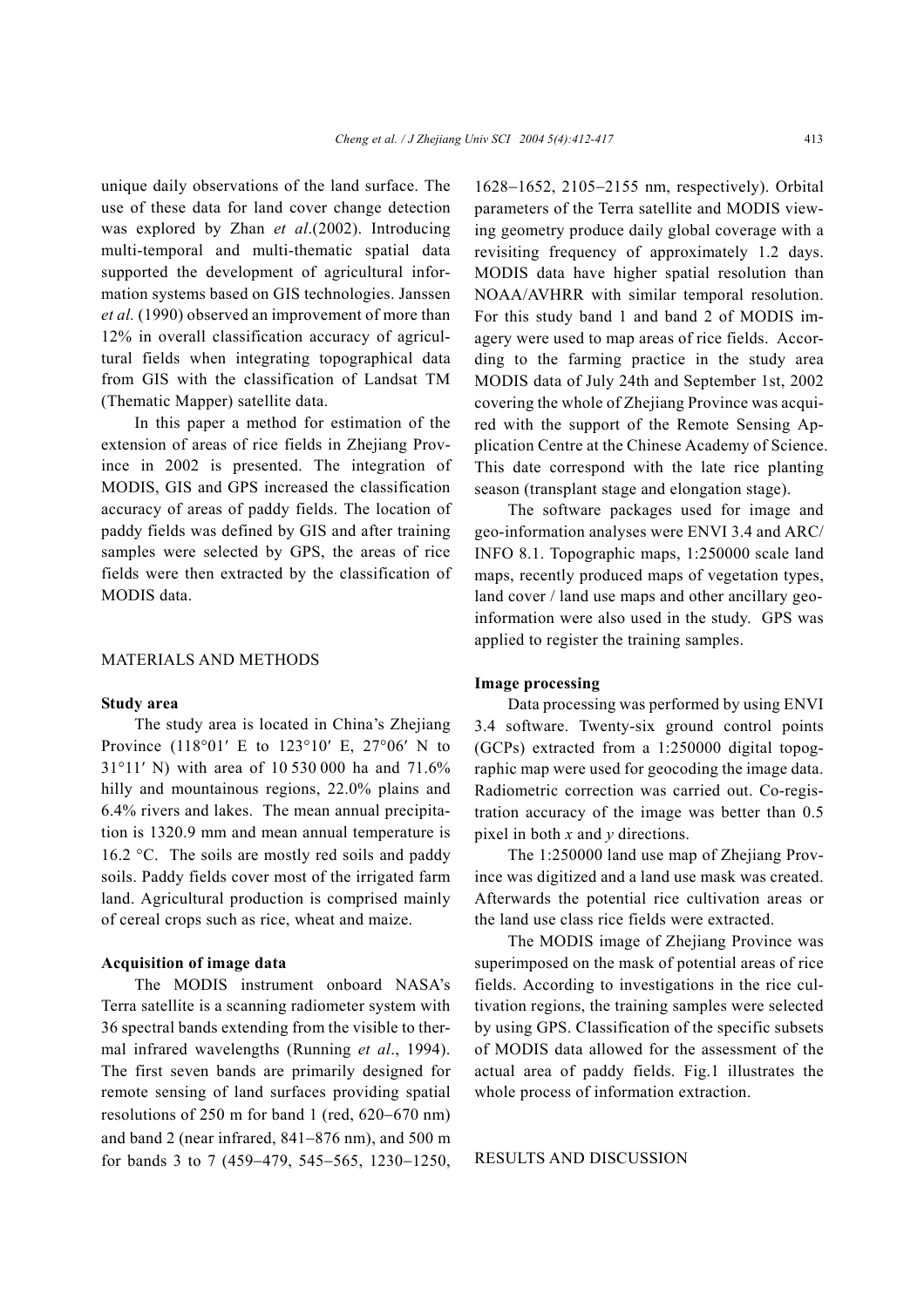unique daily observations of the land surface. The use of these data for land cover change detection was explored by Zhan *et al*.(2002). Introducing multi-temporal and multi-thematic spatial data supported the development of agricultural information systems based on GIS technologies. Janssen *et al.* (1990) observed an improvement of more than 12% in overall classification accuracy of agricultural fields when integrating topographical data from GIS with the classification of Landsat TM (Thematic Mapper) satellite data.

In this paper a method for estimation of the extension of areas of rice fields in Zhejiang Province in 2002 is presented. The integration of MODIS, GIS and GPS increased the classification accuracy of areas of paddy fields. The location of paddy fields was defined by GIS and after training samples were selected by GPS, the areas of rice fields were then extracted by the classification of MODIS data.

## MATERIALS AND METHODS

### Study area

The study area is located in China's Zhejiang Province (118°01′ E to 123°10′ E, 27°06′ N to 31°11′ N) with area of 10 530 000 ha and 71.6% hilly and mountainous regions, 22.0% plains and 6.4% rivers and lakes. The mean annual precipitation is 1320.9 mm and mean annual temperature is 16.2 °C. The soils are mostly red soils and paddy soils. Paddy fields cover most of the irrigated farm land. Agricultural production is comprised mainly of cereal crops such as rice, wheat and maize.

### Acquisition of image data

The MODIS instrument onboard NASA's Terra satellite is a scanning radiometer system with 36 spectral bands extending from the visible to thermal infrared wavelengths (Running *et al*., 1994). The first seven bands are primarily designed for remote sensing of land surfaces providing spatial resolutions of 250 m for band 1 (red, 620−670 nm) and band 2 (near infrared, 841−876 nm), and 500 m for bands 3 to 7 (459−479, 545−565, 1230−1250, 1628−1652, 2105−2155 nm, respectively). Orbital parameters of the Terra satellite and MODIS viewing geometry produce daily global coverage with a revisiting frequency of approximately 1.2 days. MODIS data have higher spatial resolution than NOAA/AVHRR with similar temporal resolution. For this study band 1 and band 2 of MODIS imagery were used to map areas of rice fields. According to the farming practice in the study area MODIS data of July 24th and September 1st, 2002 covering the whole of Zhejiang Province was acquired with the support of the Remote Sensing Application Centre at the Chinese Academy of Science. This date correspond with the late rice planting season (transplant stage and elongation stage).

The software packages used for image and geo-information analyses were ENVI 3.4 and ARC/INFO 8.1. Topographic maps, 1:250000 scale land maps, recently produced maps of vegetation types, land cover / land use maps and other ancillary geo-information were also used in the study. GPS was applied to register the training samples.

### Image processing

Data processing was performed by using ENVI 3.4 software. Twenty-six ground control points (GCPs) extracted from a 1:250000 digital topographic map were used for geocoding the image data. Radiometric correction was carried out. Co-registration accuracy of the image was better than 0.5 pixel in both *x* and *y* directions.

The 1:250000 land use map of Zhejiang Province was digitized and a land use mask was created. Afterwards the potential rice cultivation areas or the land use class rice fields were extracted.

The MODIS image of Zhejiang Province was superimposed on the mask of potential areas of rice fields. According to investigations in the rice cultivation regions, the training samples were selected by using GPS. Classification of the specific subsets of MODIS data allowed for the assessment of the actual area of paddy fields. Fig.1 illustrates the whole process of information extraction.

## RESULTS AND DISCUSSION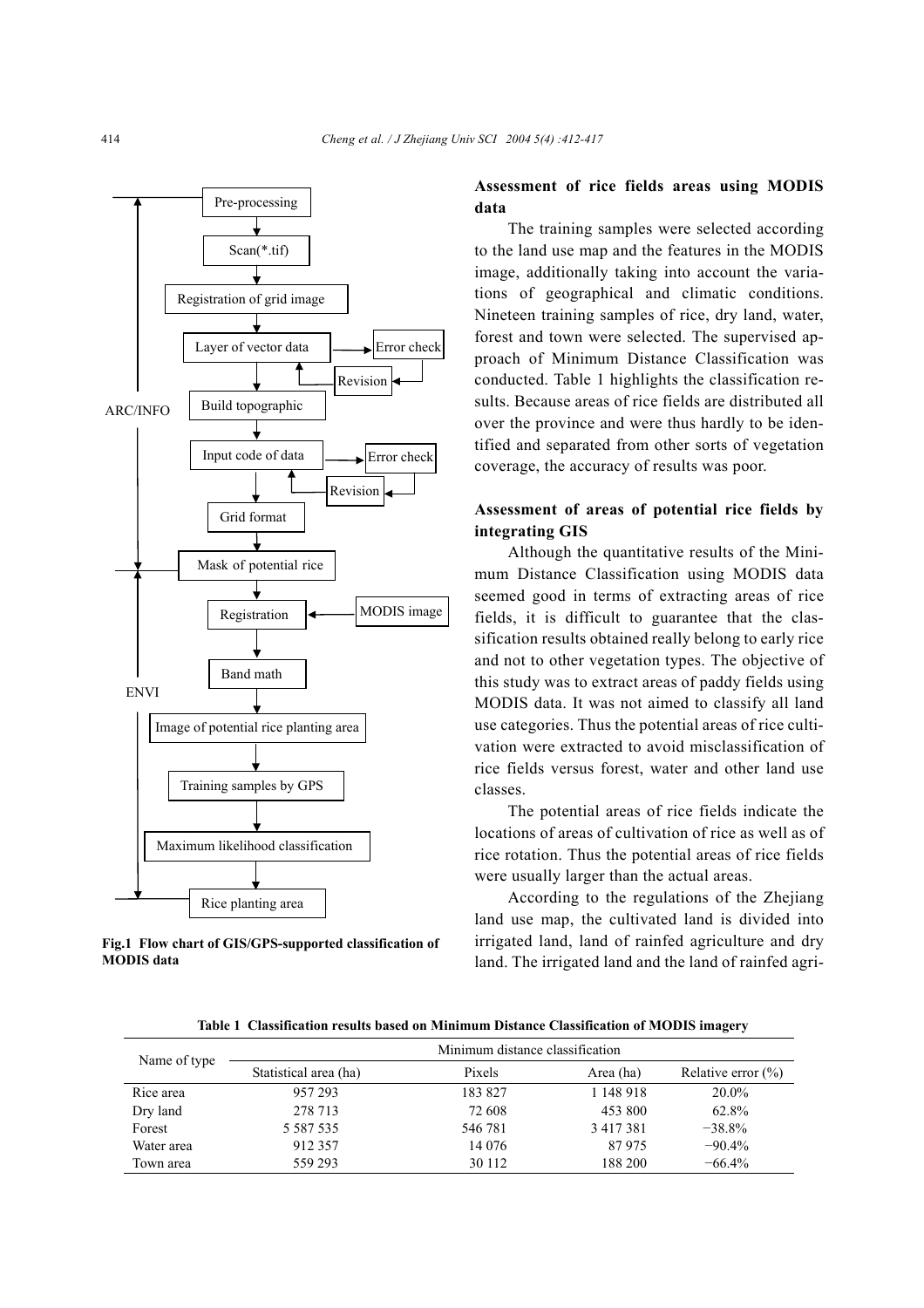Pre-processing

Scan(*.tif)

Registration of grid image

Layer of vector data → Error check → Revision

Build topographic

Input code of data → Error check → Revision

Grid format

Mask of potential rice

Registration ← MODIS image

Band math

Image of potential rice planting area

Training samples by GPS

Maximum likelihood classification

Rice planting area

ARC/INFO

ENVI

**Fig.1 Flow chart of GIS/GPS-supported classification of MODIS data**

### Assessment of rice fields areas using MODIS data

The training samples were selected according to the land use map and the features in the MODIS image, additionally taking into account the variations of geographical and climatic conditions. Nineteen training samples of rice, dry land, water, forest and town were selected. The supervised approach of Minimum Distance Classification was conducted. Table 1 highlights the classification results. Because areas of rice fields are distributed all over the province and were thus hardly to be identified and separated from other sorts of vegetation coverage, the accuracy of results was poor.

### Assessment of areas of potential rice fields by integrating GIS

Although the quantitative results of the Minimum Distance Classification using MODIS data seemed good in terms of extracting areas of rice fields, it is difficult to guarantee that the classification results obtained really belong to early rice and not to other vegetation types. The objective of this study was to extract areas of paddy fields using MODIS data. It was not aimed to classify all land use categories. Thus the potential areas of rice cultivation were extracted to avoid misclassification of rice fields versus forest, water and other land use classes.

The potential areas of rice fields indicate the locations of areas of cultivation of rice as well as of rice rotation. Thus the potential areas of rice fields were usually larger than the actual areas.

According to the regulations of the Zhejiang land use map, the cultivated land is divided into irrigated land, land of rainfed agriculture and dry land. The irrigated land and the land of rainfed agri-

**Table 1 Classification results based on Minimum Distance Classification of MODIS imagery**

| Name of type | Minimum distance classification | | | |
|---|---|---|---|---|
| | Statistical area (ha) | Pixels | Area (ha) | Relative error (%) |
| Rice area | 957 293 | 183 827 | 1 148 918 | 20.0% |
| Dry land | 278 713 | 72 608 | 453 800 | 62.8% |
| Forest | 5 587 535 | 546 781 | 3 417 381 | −38.8% |
| Water area | 912 357 | 14 076 | 87 975 | −90.4% |
| Town area | 559 293 | 30 112 | 188 200 | −66.4% |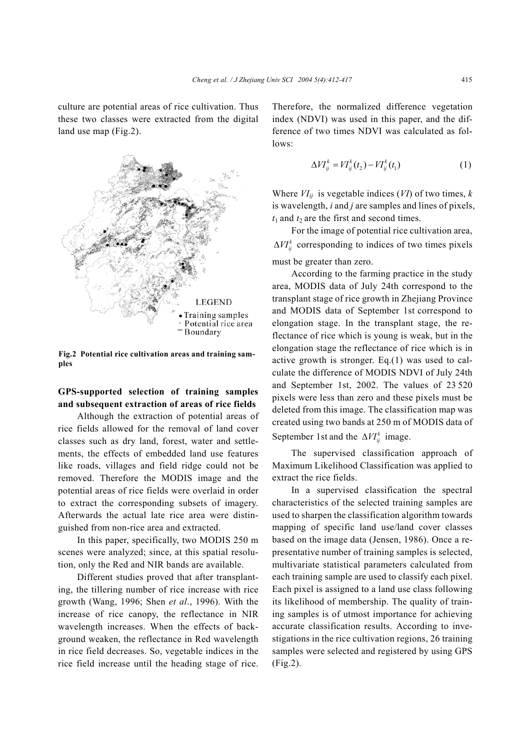culture are potential areas of rice cultivation. Thus these two classes were extracted from the digital land use map (Fig.2).

LEGEND
• Training samples
· Potential rice area
— Boundary

**Fig.2 Potential rice cultivation areas and training samples**

### GPS-supported selection of training samples and subsequent extraction of areas of rice fields

Although the extraction of potential areas of rice fields allowed for the removal of land cover classes such as dry land, forest, water and settlements, the effects of embedded land use features like roads, villages and field ridge could not be removed. Therefore the MODIS image and the potential areas of rice fields were overlaid in order to extract the corresponding subsets of imagery. Afterwards the actual late rice area were distinguished from non-rice area and extracted.

In this paper, specifically, two MODIS 250 m scenes were analyzed; since, at this spatial resolution, only the Red and NIR bands are available.

Different studies proved that after transplanting, the tillering number of rice increase with rice growth (Wang, 1996; Shen *et al*., 1996). With the increase of rice canopy, the reflectance in NIR wavelength increases. When the effects of background weaken, the reflectance in Red wavelength in rice field decreases. So, vegetable indices in the rice field increase until the heading stage of rice. Therefore, the normalized difference vegetation index (NDVI) was used in this paper, and the difference of two times NDVI was calculated as follows:

$$\Delta VI_{ij}^{k} = VI_{ij}^{k}(t_2) - VI_{ij}^{k}(t_1) \qquad (1)$$

Where $VI_{ij}$ is vegetable indices ($VI$) of two times, $k$ is wavelength, $i$ and $j$ are samples and lines of pixels, $t_1$ and $t_2$ are the first and second times.

For the image of potential rice cultivation area, $\Delta VI_{ij}^{k}$ corresponding to indices of two times pixels must be greater than zero.

According to the farming practice in the study area, MODIS data of July 24th correspond to the transplant stage of rice growth in Zhejiang Province and MODIS data of September 1st correspond to elongation stage. In the transplant stage, the reflectance of rice which is young is weak, but in the elongation stage the reflectance of rice which is in active growth is stronger. Eq.(1) was used to calculate the difference of MODIS NDVI of July 24th and September 1st, 2002. The values of 23 520 pixels were less than zero and these pixels must be deleted from this image. The classification map was created using two bands at 250 m of MODIS data of September 1st and the $\Delta VI_{ij}^{k}$ image.

The supervised classification approach of Maximum Likelihood Classification was applied to extract the rice fields.

In a supervised classification the spectral characteristics of the selected training samples are used to sharpen the classification algorithm towards mapping of specific land use/land cover classes based on the image data (Jensen, 1986). Once a representative number of training samples is selected, multivariate statistical parameters calculated from each training sample are used to classify each pixel. Each pixel is assigned to a land use class following its likelihood of membership. The quality of training samples is of utmost importance for achieving accurate classification results. According to investigations in the rice cultivation regions, 26 training samples were selected and registered by using GPS (Fig.2).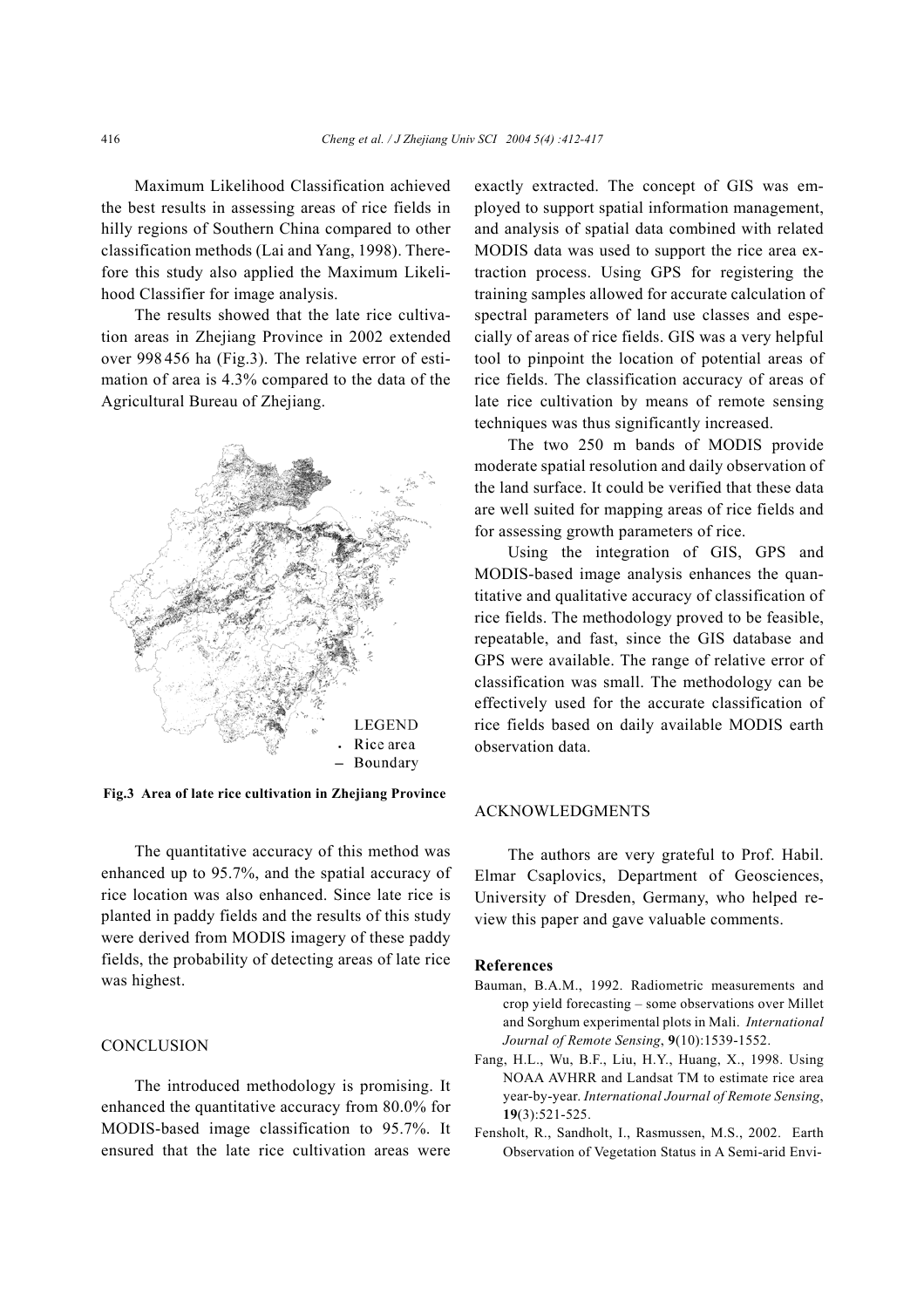Maximum Likelihood Classification achieved the best results in assessing areas of rice fields in hilly regions of Southern China compared to other classification methods (Lai and Yang, 1998). Therefore this study also applied the Maximum Likelihood Classifier for image analysis.

The results showed that the late rice cultivation areas in Zhejiang Province in 2002 extended over 998 456 ha (Fig.3). The relative error of estimation of area is 4.3% compared to the data of the Agricultural Bureau of Zhejiang.

LEGEND
- Rice area
- Boundary

**Fig.3 Area of late rice cultivation in Zhejiang Province**

The quantitative accuracy of this method was enhanced up to 95.7%, and the spatial accuracy of rice location was also enhanced. Since late rice is planted in paddy fields and the results of this study were derived from MODIS imagery of these paddy fields, the probability of detecting areas of late rice was highest.

## CONCLUSION

The introduced methodology is promising. It enhanced the quantitative accuracy from 80.0% for MODIS-based image classification to 95.7%. It ensured that the late rice cultivation areas were exactly extracted. The concept of GIS was employed to support spatial information management, and analysis of spatial data combined with related MODIS data was used to support the rice area extraction process. Using GPS for registering the training samples allowed for accurate calculation of spectral parameters of land use classes and especially of areas of rice fields. GIS was a very helpful tool to pinpoint the location of potential areas of rice fields. The classification accuracy of areas of late rice cultivation by means of remote sensing techniques was thus significantly increased.

The two 250 m bands of MODIS provide moderate spatial resolution and daily observation of the land surface. It could be verified that these data are well suited for mapping areas of rice fields and for assessing growth parameters of rice.

Using the integration of GIS, GPS and MODIS-based image analysis enhances the quantitative and qualitative accuracy of classification of rice fields. The methodology proved to be feasible, repeatable, and fast, since the GIS database and GPS were available. The range of relative error of classification was small. The methodology can be effectively used for the accurate classification of rice fields based on daily available MODIS earth observation data.

## ACKNOWLEDGMENTS

The authors are very grateful to Prof. Habil. Elmar Csaplovics, Department of Geosciences, University of Dresden, Germany, who helped review this paper and gave valuable comments.

## References

Bauman, B.A.M., 1992. Radiometric measurements and crop yield forecasting – some observations over Millet and Sorghum experimental plots in Mali. *International Journal of Remote Sensing*, **9**(10):1539-1552.

Fang, H.L., Wu, B.F., Liu, H.Y., Huang, X., 1998. Using NOAA AVHRR and Landsat TM to estimate rice area year-by-year. *International Journal of Remote Sensing*, **19**(3):521-525.

Fensholt, R., Sandholt, I., Rasmussen, M.S., 2002. Earth Observation of Vegetation Status in A Semi-arid Envi-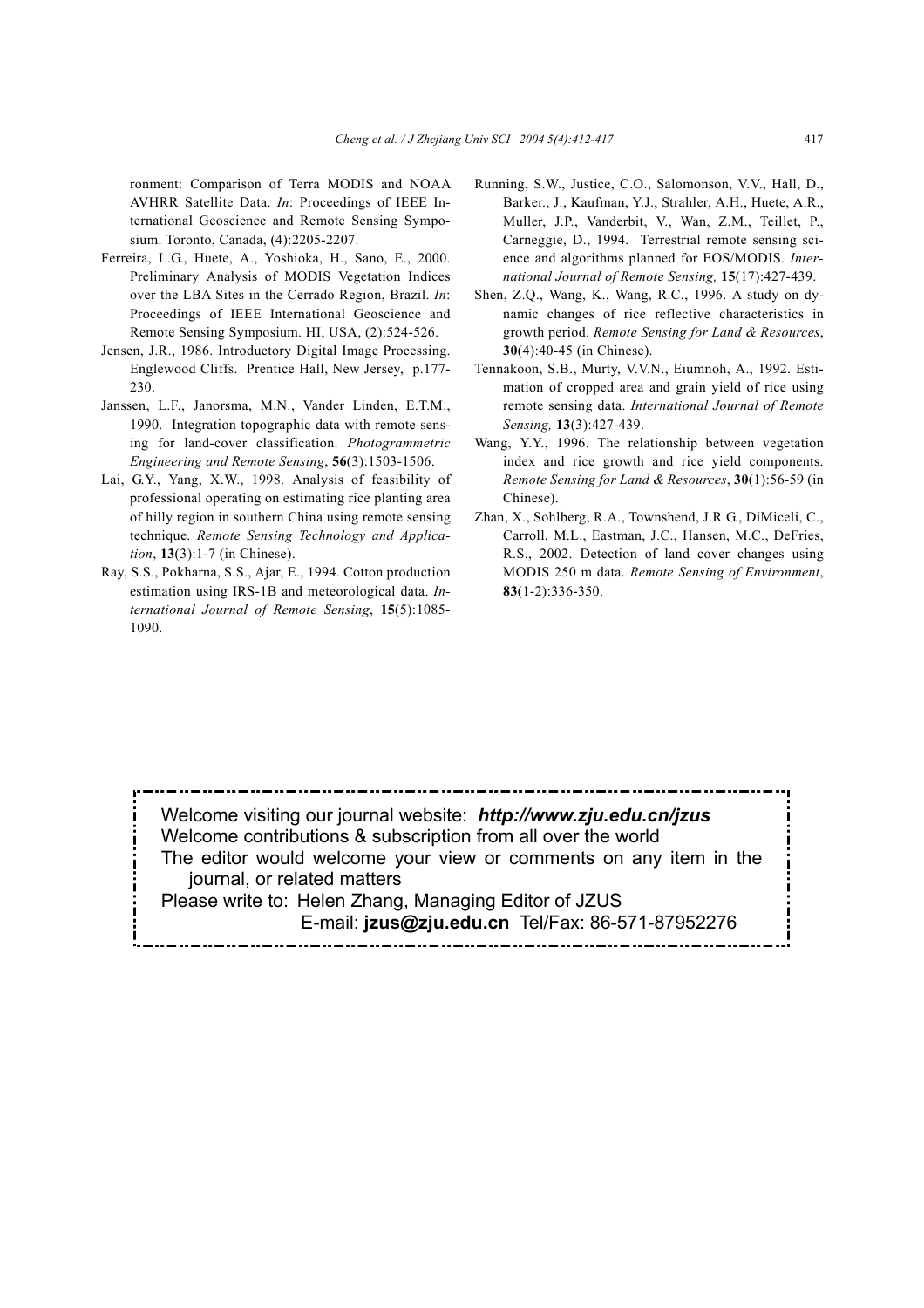ronment: Comparison of Terra MODIS and NOAA AVHRR Satellite Data. *In*: Proceedings of IEEE International Geoscience and Remote Sensing Symposium. Toronto, Canada, (4):2205-2207.

Ferreira, L.G., Huete, A., Yoshioka, H., Sano, E., 2000. Preliminary Analysis of MODIS Vegetation Indices over the LBA Sites in the Cerrado Region, Brazil. *In*: Proceedings of IEEE International Geoscience and Remote Sensing Symposium. HI, USA, (2):524-526.

Jensen, J.R., 1986. Introductory Digital Image Processing. Englewood Cliffs. Prentice Hall, New Jersey, p.177-230.

Janssen, L.F., Janorsma, M.N., Vander Linden, E.T.M., 1990. Integration topographic data with remote sensing for land-cover classification. *Photogrammetric Engineering and Remote Sensing*, **56**(3):1503-1506.

Lai, G.Y., Yang, X.W., 1998. Analysis of feasibility of professional operating on estimating rice planting area of hilly region in southern China using remote sensing technique. *Remote Sensing Technology and Application*, **13**(3):1-7 (in Chinese).

Ray, S.S., Pokharna, S.S., Ajar, E., 1994. Cotton production estimation using IRS-1B and meteorological data. *International Journal of Remote Sensing*, **15**(5):1085-1090.

Running, S.W., Justice, C.O., Salomonson, V.V., Hall, D., Barker., J., Kaufman, Y.J., Strahler, A.H., Huete, A.R., Muller, J.P., Vanderbit, V., Wan, Z.M., Teillet, P., Carneggie, D., 1994. Terrestrial remote sensing science and algorithms planned for EOS/MODIS. *International Journal of Remote Sensing,* **15**(17):427-439.

Shen, Z.Q., Wang, K., Wang, R.C., 1996. A study on dynamic changes of rice reflective characteristics in growth period. *Remote Sensing for Land & Resources*, **30**(4):40-45 (in Chinese).

Tennakoon, S.B., Murty, V.V.N., Eiumnoh, A., 1992. Estimation of cropped area and grain yield of rice using remote sensing data. *International Journal of Remote Sensing,* **13**(3):427-439.

Wang, Y.Y., 1996. The relationship between vegetation index and rice growth and rice yield components. *Remote Sensing for Land & Resources*, **30**(1):56-59 (in Chinese).

Zhan, X., Sohlberg, R.A., Townshend, J.R.G., DiMiceli, C., Carroll, M.L., Eastman, J.C., Hansen, M.C., DeFries, R.S., 2002. Detection of land cover changes using MODIS 250 m data. *Remote Sensing of Environment*, **83**(1-2):336-350.

---

Welcome visiting our journal website: ***http://www.zju.edu.cn/jzus***
Welcome contributions & subscription from all over the world
The editor would welcome your view or comments on any item in the journal, or related matters
Please write to: Helen Zhang, Managing Editor of JZUS
E-mail: **jzus@zju.edu.cn** Tel/Fax: 86-571-87952276

---